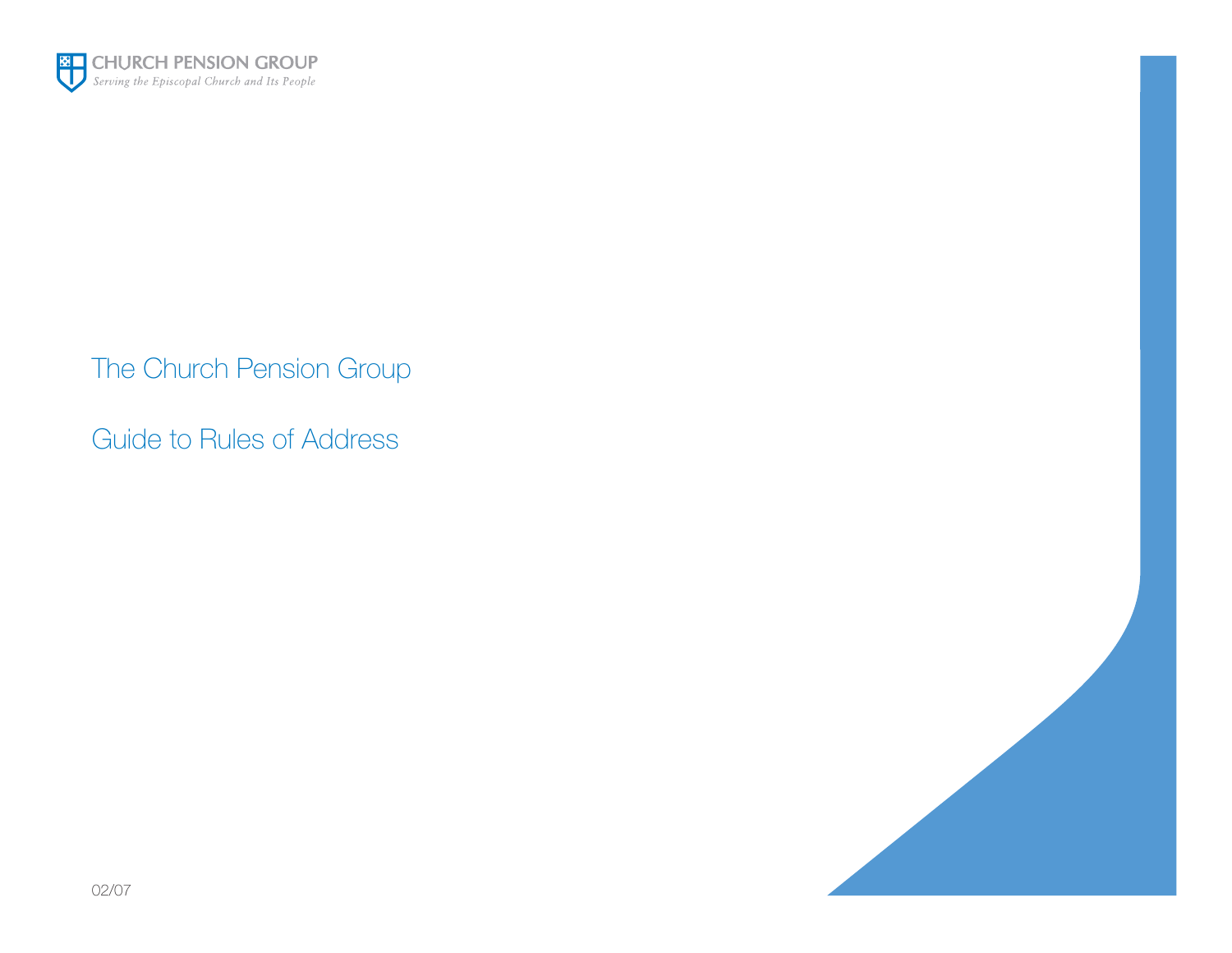CHURCH PENSION GROUP

*Serving the Episcopal Church and Its People*

# The Church Pension Group

# Guide to Rules of Address

02/07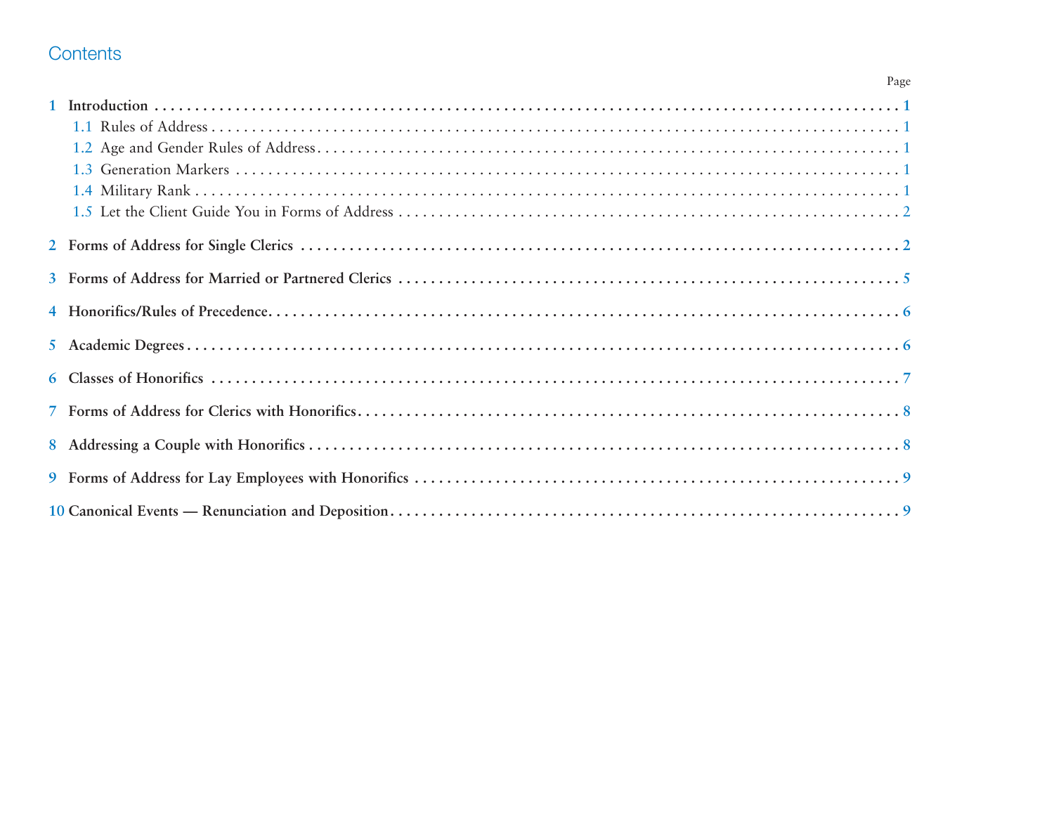# Contents

| | Page |
|---|---|
| **1 Introduction** | **1** |
| 1.1 Rules of Address | 1 |
| 1.2 Age and Gender Rules of Address | 1 |
| 1.3 Generation Markers | 1 |
| 1.4 Military Rank | 1 |
| 1.5 Let the Client Guide You in Forms of Address | 2 |
| **2 Forms of Address for Single Clerics** | **2** |
| **3 Forms of Address for Married or Partnered Clerics** | **5** |
| **4 Honorifics/Rules of Precedence** | **6** |
| **5 Academic Degrees** | **6** |
| **6 Classes of Honorifics** | **7** |
| **7 Forms of Address for Clerics with Honorifics** | **8** |
| **8 Addressing a Couple with Honorifics** | **8** |
| **9 Forms of Address for Lay Employees with Honorifics** | **9** |
| **10 Canonical Events — Renunciation and Deposition** | **9** |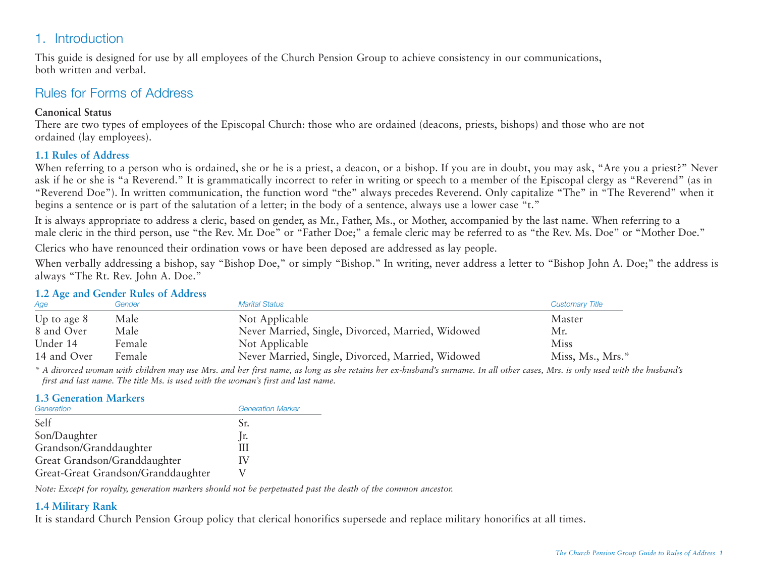# 1. Introduction

This guide is designed for use by all employees of the Church Pension Group to achieve consistency in our communications, both written and verbal.

## Rules for Forms of Address

**Canonical Status**

There are two types of employees of the Episcopal Church: those who are ordained (deacons, priests, bishops) and those who are not ordained (lay employees).

### 1.1 Rules of Address

When referring to a person who is ordained, she or he is a priest, a deacon, or a bishop. If you are in doubt, you may ask, "Are you a priest?" Never ask if he or she is "a Reverend." It is grammatically incorrect to refer in writing or speech to a member of the Episcopal clergy as "Reverend" (as in "Reverend Doe"). In written communication, the function word "the" always precedes Reverend. Only capitalize "The" in "The Reverend" when it begins a sentence or is part of the salutation of a letter; in the body of a sentence, always use a lower case "t."

It is always appropriate to address a cleric, based on gender, as Mr., Father, Ms., or Mother, accompanied by the last name. When referring to a male cleric in the third person, use "the Rev. Mr. Doe" or "Father Doe;" a female cleric may be referred to as "the Rev. Ms. Doe" or "Mother Doe."

Clerics who have renounced their ordination vows or have been deposed are addressed as lay people.

When verbally addressing a bishop, say "Bishop Doe," or simply "Bishop." In writing, never address a letter to "Bishop John A. Doe;" the address is always "The Rt. Rev. John A. Doe."

### 1.2 Age and Gender Rules of Address

| Age | Gender | Marital Status | Customary Title |
|---|---|---|---|
| Up to age 8 | Male | Not Applicable | Master |
| 8 and Over | Male | Never Married, Single, Divorced, Married, Widowed | Mr. |
| Under 14 | Female | Not Applicable | Miss |
| 14 and Over | Female | Never Married, Single, Divorced, Married, Widowed | Miss, Ms., Mrs.* |

*\* A divorced woman with children may use Mrs. and her first name, as long as she retains her ex-husband's surname. In all other cases, Mrs. is only used with the husband's first and last name. The title Ms. is used with the woman's first and last name.*

### 1.3 Generation Markers

| Generation | Generation Marker |
|---|---|
| Self | Sr. |
| Son/Daughter | Jr. |
| Grandson/Granddaughter | III |
| Great Grandson/Granddaughter | IV |
| Great-Great Grandson/Granddaughter | V |

*Note: Except for royalty, generation markers should not be perpetuated past the death of the common ancestor.*

### 1.4 Military Rank

It is standard Church Pension Group policy that clerical honorifics supersede and replace military honorifics at all times.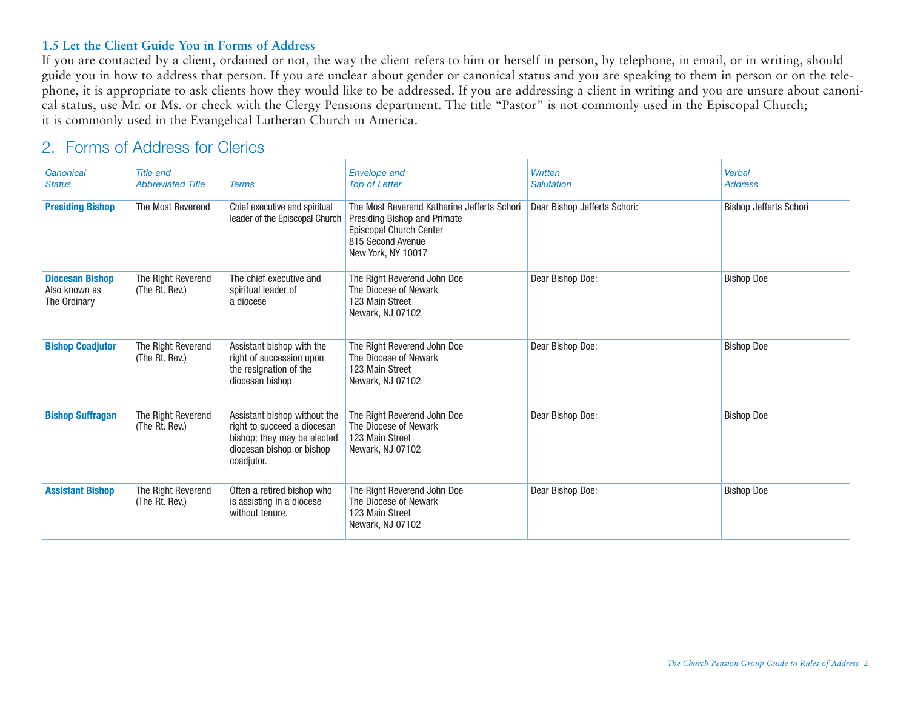### 1.5 Let the Client Guide You in Forms of Address

If you are contacted by a client, ordained or not, the way the client refers to him or herself in person, by telephone, in email, or in writing, should guide you in how to address that person. If you are unclear about gender or canonical status and you are speaking to them in person or on the telephone, it is appropriate to ask clients how they would like to be addressed. If you are addressing a client in writing and you are unsure about canonical status, use Mr. or Ms. or check with the Clergy Pensions department. The title "Pastor" is not commonly used in the Episcopal Church; it is commonly used in the Evangelical Lutheran Church in America.

## 2. Forms of Address for Clerics

| *Canonical Status* | *Title and Abbreviated Title* | *Terms* | *Envelope and Top of Letter* | *Written Salutation* | *Verbal Address* |
|---|---|---|---|---|---|
| **Presiding Bishop** | The Most Reverend | Chief executive and spiritual leader of the Episcopal Church | The Most Reverend Katharine Jefferts Schori<br>Presiding Bishop and Primate<br>Episcopal Church Center<br>815 Second Avenue<br>New York, NY 10017 | Dear Bishop Jefferts Schori: | Bishop Jefferts Schori |
| **Diocesan Bishop** Also known as The Ordinary | The Right Reverend (The Rt. Rev.) | The chief executive and spiritual leader of a diocese | The Right Reverend John Doe<br>The Diocese of Newark<br>123 Main Street<br>Newark, NJ 07102 | Dear Bishop Doe: | Bishop Doe |
| **Bishop Coadjutor** | The Right Reverend (The Rt. Rev.) | Assistant bishop with the right of succession upon the resignation of the diocesan bishop | The Right Reverend John Doe<br>The Diocese of Newark<br>123 Main Street<br>Newark, NJ 07102 | Dear Bishop Doe: | Bishop Doe |
| **Bishop Suffragan** | The Right Reverend (The Rt. Rev.) | Assistant bishop without the right to succeed a diocesan bishop; they may be elected diocesan bishop or bishop coadjutor. | The Right Reverend John Doe<br>The Diocese of Newark<br>123 Main Street<br>Newark, NJ 07102 | Dear Bishop Doe: | Bishop Doe |
| **Assistant Bishop** | The Right Reverend (The Rt. Rev.) | Often a retired bishop who is assisting in a diocese without tenure. | The Right Reverend John Doe<br>The Diocese of Newark<br>123 Main Street<br>Newark, NJ 07102 | Dear Bishop Doe: | Bishop Doe |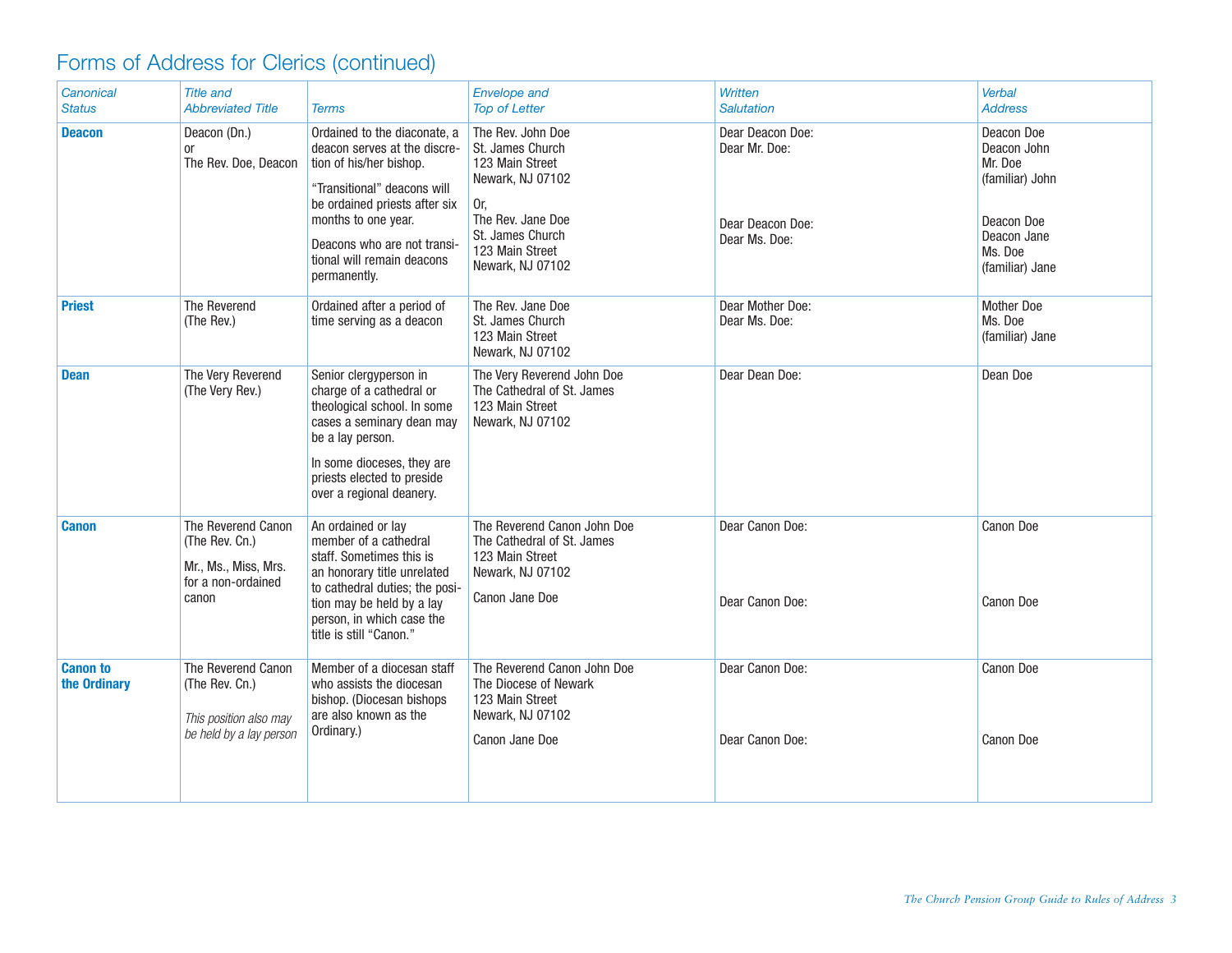# Forms of Address for Clerics (continued)

| *Canonical Status* | *Title and Abbreviated Title* | *Terms* | *Envelope and Top of Letter* | *Written Salutation* | *Verbal Address* |
|---|---|---|---|---|---|
| **Deacon** | Deacon (Dn.)<br>or<br>The Rev. Doe, Deacon | Ordained to the diaconate, a deacon serves at the discretion of his/her bishop.<br><br>"Transitional" deacons will be ordained priests after six months to one year.<br><br>Deacons who are not transitional will remain deacons permanently. | The Rev. John Doe<br>St. James Church<br>123 Main Street<br>Newark, NJ 07102<br><br>Or,<br>The Rev. Jane Doe<br>St. James Church<br>123 Main Street<br>Newark, NJ 07102 | Dear Deacon Doe:<br>Dear Mr. Doe:<br><br>Dear Deacon Doe:<br>Dear Ms. Doe: | Deacon Doe<br>Deacon John<br>Mr. Doe<br>(familiar) John<br><br>Deacon Doe<br>Deacon Jane<br>Ms. Doe<br>(familiar) Jane |
| **Priest** | The Reverend<br>(The Rev.) | Ordained after a period of time serving as a deacon | The Rev. Jane Doe<br>St. James Church<br>123 Main Street<br>Newark, NJ 07102 | Dear Mother Doe:<br>Dear Ms. Doe: | Mother Doe<br>Ms. Doe<br>(familiar) Jane |
| **Dean** | The Very Reverend<br>(The Very Rev.) | Senior clergyperson in charge of a cathedral or theological school. In some cases a seminary dean may be a lay person.<br><br>In some dioceses, they are priests elected to preside over a regional deanery. | The Very Reverend John Doe<br>The Cathedral of St. James<br>123 Main Street<br>Newark, NJ 07102 | Dear Dean Doe: | Dean Doe |
| **Canon** | The Reverend Canon<br>(The Rev. Cn.)<br><br>Mr., Ms., Miss, Mrs. for a non-ordained canon | An ordained or lay member of a cathedral staff. Sometimes this is an honorary title unrelated to cathedral duties; the position may be held by a lay person, in which case the title is still "Canon." | The Reverend Canon John Doe<br>The Cathedral of St. James<br>123 Main Street<br>Newark, NJ 07102<br><br>Canon Jane Doe | Dear Canon Doe:<br><br>Dear Canon Doe: | Canon Doe<br><br>Canon Doe |
| **Canon to the Ordinary** | The Reverend Canon<br>(The Rev. Cn.)<br><br>*This position also may be held by a lay person* | Member of a diocesan staff who assists the diocesan bishop. (Diocesan bishops are also known as the Ordinary.) | The Reverend Canon John Doe<br>The Diocese of Newark<br>123 Main Street<br>Newark, NJ 07102<br><br>Canon Jane Doe | Dear Canon Doe:<br><br>Dear Canon Doe: | Canon Doe<br><br>Canon Doe |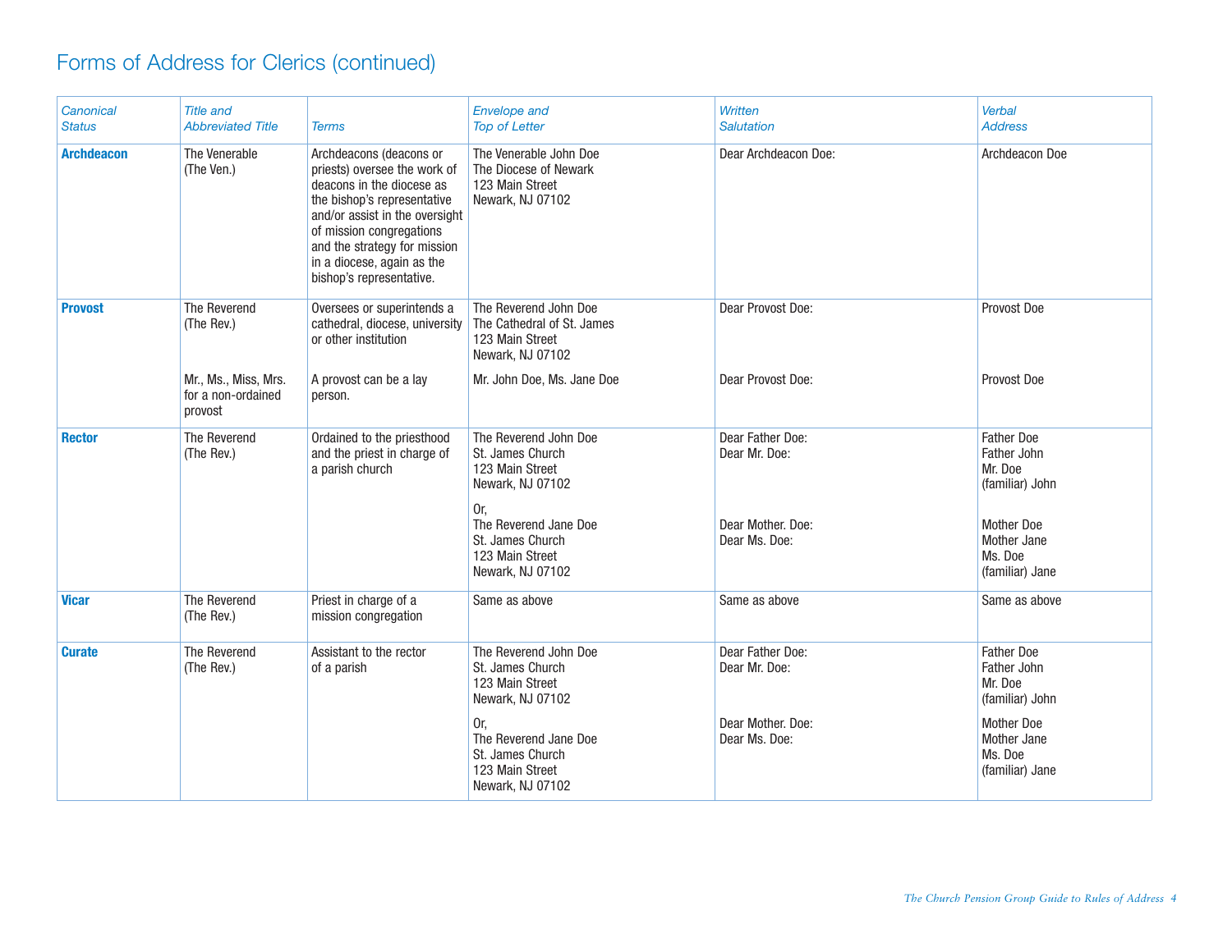## Forms of Address for Clerics (continued)

| *Canonical Status* | *Title and Abbreviated Title* | *Terms* | *Envelope and Top of Letter* | *Written Salutation* | *Verbal Address* |
|---|---|---|---|---|---|
| **Archdeacon** | The Venerable (The Ven.) | Archdeacons (deacons or priests) oversee the work of deacons in the diocese as the bishop's representative and/or assist in the oversight of mission congregations and the strategy for mission in a diocese, again as the bishop's representative. | The Venerable John Doe<br>The Diocese of Newark<br>123 Main Street<br>Newark, NJ 07102 | Dear Archdeacon Doe: | Archdeacon Doe |
| **Provost** | The Reverend (The Rev.) | Oversees or superintends a cathedral, diocese, university or other institution | The Reverend John Doe<br>The Cathedral of St. James<br>123 Main Street<br>Newark, NJ 07102 | Dear Provost Doe: | Provost Doe |
| | Mr., Ms., Miss, Mrs. for a non-ordained provost | A provost can be a lay person. | Mr. John Doe, Ms. Jane Doe | Dear Provost Doe: | Provost Doe |
| **Rector** | The Reverend (The Rev.) | Ordained to the priesthood and the priest in charge of a parish church | The Reverend John Doe<br>St. James Church<br>123 Main Street<br>Newark, NJ 07102<br><br>Or,<br>The Reverend Jane Doe<br>St. James Church<br>123 Main Street<br>Newark, NJ 07102 | Dear Father Doe:<br>Dear Mr. Doe:<br><br>Dear Mother. Doe:<br>Dear Ms. Doe: | Father Doe<br>Father John<br>Mr. Doe<br>(familiar) John<br><br>Mother Doe<br>Mother Jane<br>Ms. Doe<br>(familiar) Jane |
| **Vicar** | The Reverend (The Rev.) | Priest in charge of a mission congregation | Same as above | Same as above | Same as above |
| **Curate** | The Reverend (The Rev.) | Assistant to the rector of a parish | The Reverend John Doe<br>St. James Church<br>123 Main Street<br>Newark, NJ 07102<br><br>Or,<br>The Reverend Jane Doe<br>St. James Church<br>123 Main Street<br>Newark, NJ 07102 | Dear Father Doe:<br>Dear Mr. Doe:<br><br>Dear Mother. Doe:<br>Dear Ms. Doe: | Father Doe<br>Father John<br>Mr. Doe<br>(familiar) John<br><br>Mother Doe<br>Mother Jane<br>Ms. Doe<br>(familiar) Jane |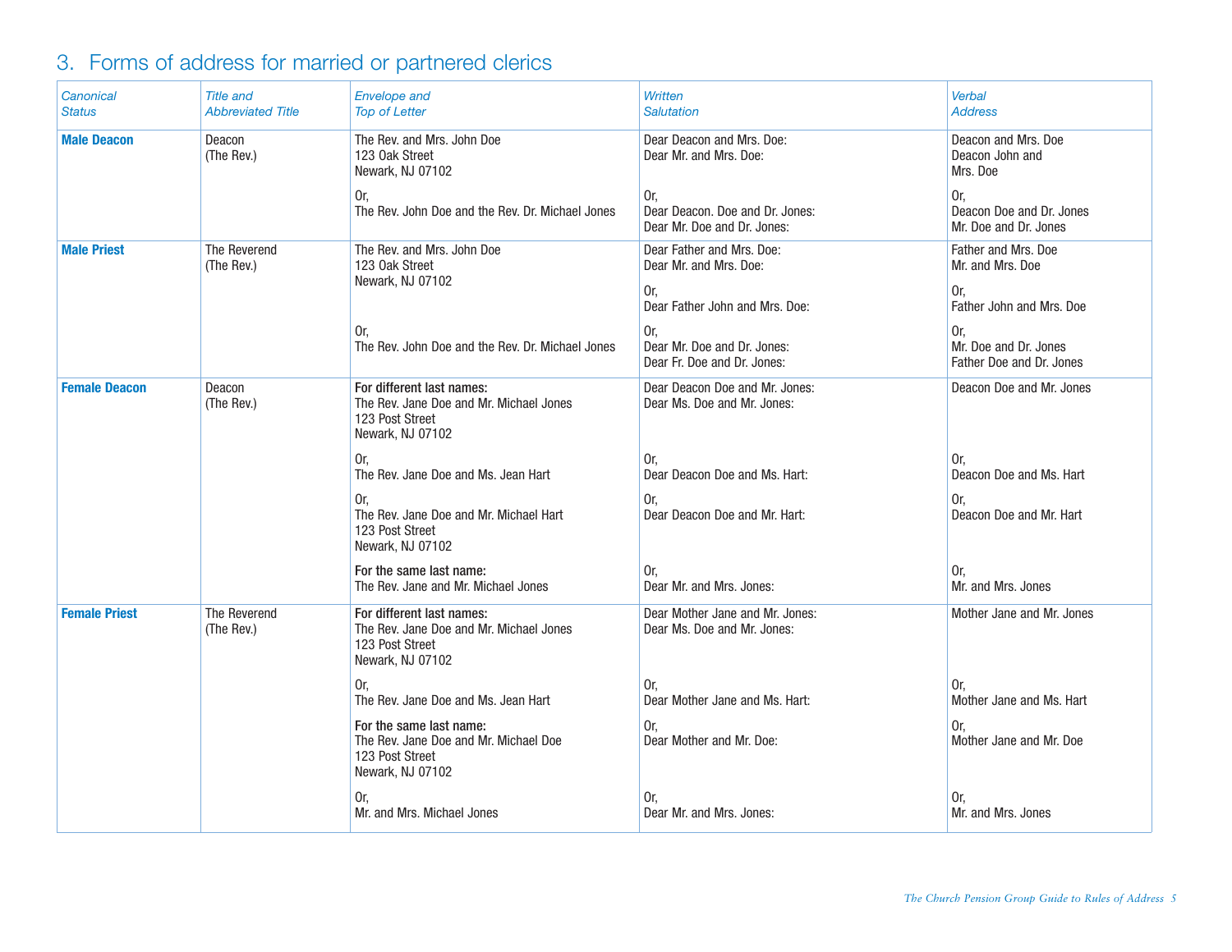## 3. Forms of address for married or partnered clerics

| *Canonical Status* | *Title and Abbreviated Title* | *Envelope and Top of Letter* | *Written Salutation* | *Verbal Address* |
|---|---|---|---|---|
| **Male Deacon** | Deacon<br>(The Rev.) | The Rev. and Mrs. John Doe<br>123 Oak Street<br>Newark, NJ 07102 | Dear Deacon and Mrs. Doe:<br>Dear Mr. and Mrs. Doe: | Deacon and Mrs. Doe<br>Deacon John and Mrs. Doe |
| | | Or,<br>The Rev. John Doe and the Rev. Dr. Michael Jones | Or,<br>Dear Deacon. Doe and Dr. Jones:<br>Dear Mr. Doe and Dr. Jones: | Or,<br>Deacon Doe and Dr. Jones<br>Mr. Doe and Dr. Jones |
| **Male Priest** | The Reverend<br>(The Rev.) | The Rev. and Mrs. John Doe<br>123 Oak Street<br>Newark, NJ 07102 | Dear Father and Mrs. Doe:<br>Dear Mr. and Mrs. Doe: | Father and Mrs. Doe<br>Mr. and Mrs. Doe |
| | | | Or,<br>Dear Father John and Mrs. Doe: | Or,<br>Father John and Mrs. Doe |
| | | Or,<br>The Rev. John Doe and the Rev. Dr. Michael Jones | Or,<br>Dear Mr. Doe and Dr. Jones:<br>Dear Fr. Doe and Dr. Jones: | Or,<br>Mr. Doe and Dr. Jones<br>Father Doe and Dr. Jones |
| **Female Deacon** | Deacon<br>(The Rev.) | **For different last names:**<br>The Rev. Jane Doe and Mr. Michael Jones<br>123 Post Street<br>Newark, NJ 07102 | Dear Deacon Doe and Mr. Jones:<br>Dear Ms. Doe and Mr. Jones: | Deacon Doe and Mr. Jones |
| | | Or,<br>The Rev. Jane Doe and Ms. Jean Hart | Or,<br>Dear Deacon Doe and Ms. Hart: | Or,<br>Deacon Doe and Ms. Hart |
| | | Or,<br>The Rev. Jane Doe and Mr. Michael Hart<br>123 Post Street<br>Newark, NJ 07102 | Or,<br>Dear Deacon Doe and Mr. Hart: | Or,<br>Deacon Doe and Mr. Hart |
| | | **For the same last name:**<br>The Rev. Jane and Mr. Michael Jones | Or,<br>Dear Mr. and Mrs. Jones: | Or,<br>Mr. and Mrs. Jones |
| **Female Priest** | The Reverend<br>(The Rev.) | **For different last names:**<br>The Rev. Jane Doe and Mr. Michael Jones<br>123 Post Street<br>Newark, NJ 07102 | Dear Mother Jane and Mr. Jones:<br>Dear Ms. Doe and Mr. Jones: | Mother Jane and Mr. Jones |
| | | Or,<br>The Rev. Jane Doe and Ms. Jean Hart | Or,<br>Dear Mother Jane and Ms. Hart: | Or,<br>Mother Jane and Ms. Hart |
| | | **For the same last name:**<br>The Rev. Jane Doe and Mr. Michael Doe<br>123 Post Street<br>Newark, NJ 07102 | Or,<br>Dear Mother and Mr. Doe: | Or,<br>Mother Jane and Mr. Doe |
| | | Or,<br>Mr. and Mrs. Michael Jones | Or,<br>Dear Mr. and Mrs. Jones: | Or,<br>Mr. and Mrs. Jones |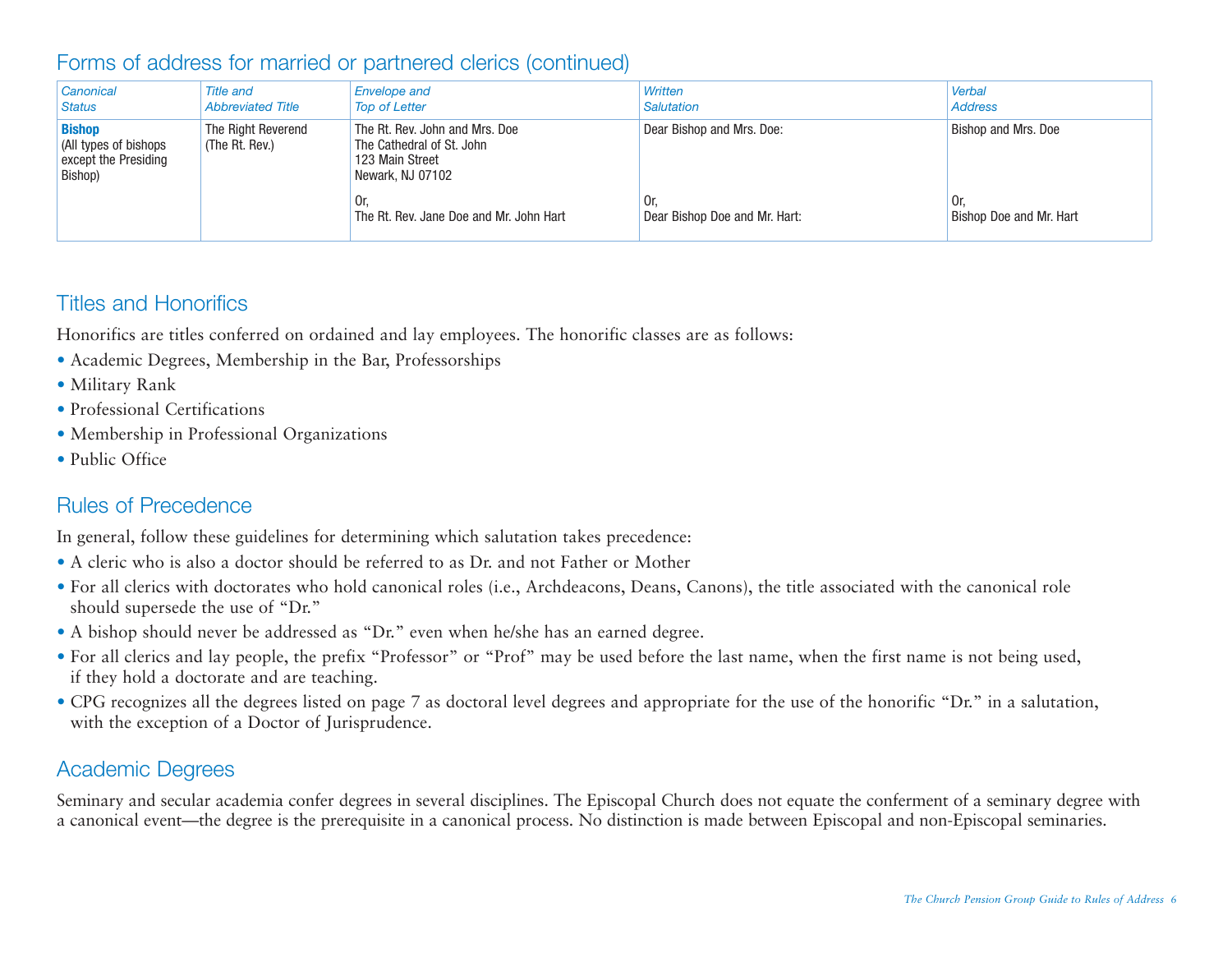## Forms of address for married or partnered clerics (continued)

| *Canonical Status* | *Title and Abbreviated Title* | *Envelope and Top of Letter* | *Written Salutation* | *Verbal Address* |
|---|---|---|---|---|
| **Bishop** (All types of bishops except the Presiding Bishop) | The Right Reverend (The Rt. Rev.) | The Rt. Rev. John and Mrs. Doe<br>The Cathedral of St. John<br>123 Main Street<br>Newark, NJ 07102<br><br>Or,<br>The Rt. Rev. Jane Doe and Mr. John Hart | Dear Bishop and Mrs. Doe:<br><br>Or,<br>Dear Bishop Doe and Mr. Hart: | Bishop and Mrs. Doe<br><br>Or,<br>Bishop Doe and Mr. Hart |

## Titles and Honorifics

Honorifics are titles conferred on ordained and lay employees. The honorific classes are as follows:

- Academic Degrees, Membership in the Bar, Professorships
- Military Rank
- Professional Certifications
- Membership in Professional Organizations
- Public Office

## Rules of Precedence

In general, follow these guidelines for determining which salutation takes precedence:

- A cleric who is also a doctor should be referred to as Dr. and not Father or Mother
- For all clerics with doctorates who hold canonical roles (i.e., Archdeacons, Deans, Canons), the title associated with the canonical role should supersede the use of "Dr."
- A bishop should never be addressed as "Dr." even when he/she has an earned degree.
- For all clerics and lay people, the prefix "Professor" or "Prof" may be used before the last name, when the first name is not being used, if they hold a doctorate and are teaching.
- CPG recognizes all the degrees listed on page 7 as doctoral level degrees and appropriate for the use of the honorific "Dr." in a salutation, with the exception of a Doctor of Jurisprudence.

## Academic Degrees

Seminary and secular academia confer degrees in several disciplines. The Episcopal Church does not equate the conferment of a seminary degree with a canonical event—the degree is the prerequisite in a canonical process. No distinction is made between Episcopal and non-Episcopal seminaries.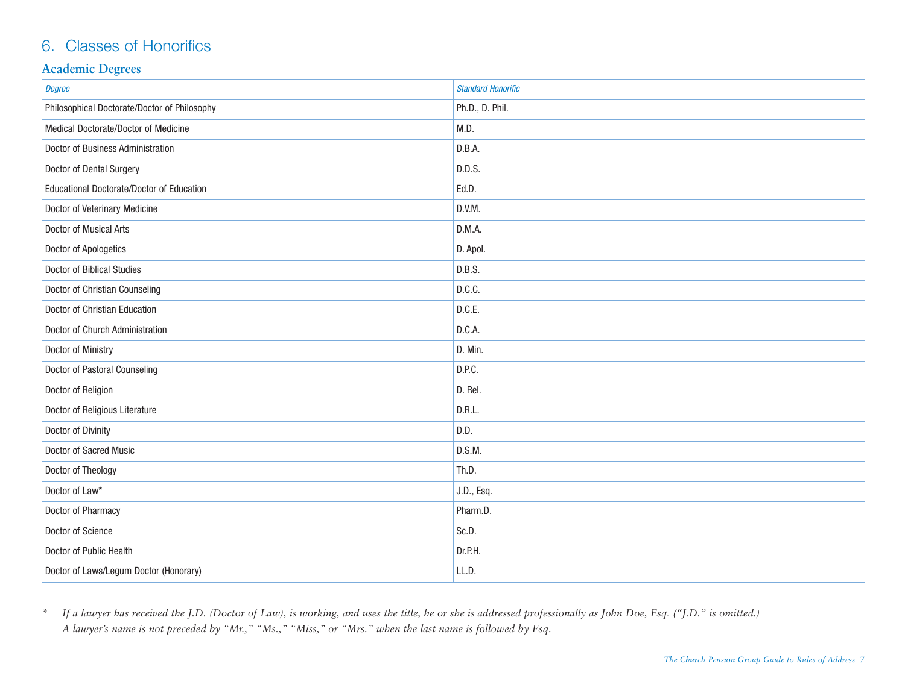## 6. Classes of Honorifics

### Academic Degrees

| *Degree* | *Standard Honorific* |
| --- | --- |
| Philosophical Doctorate/Doctor of Philosophy | Ph.D., D. Phil. |
| Medical Doctorate/Doctor of Medicine | M.D. |
| Doctor of Business Administration | D.B.A. |
| Doctor of Dental Surgery | D.D.S. |
| Educational Doctorate/Doctor of Education | Ed.D. |
| Doctor of Veterinary Medicine | D.V.M. |
| Doctor of Musical Arts | D.M.A. |
| Doctor of Apologetics | D. Apol. |
| Doctor of Biblical Studies | D.B.S. |
| Doctor of Christian Counseling | D.C.C. |
| Doctor of Christian Education | D.C.E. |
| Doctor of Church Administration | D.C.A. |
| Doctor of Ministry | D. Min. |
| Doctor of Pastoral Counseling | D.P.C. |
| Doctor of Religion | D. Rel. |
| Doctor of Religious Literature | D.R.L. |
| Doctor of Divinity | D.D. |
| Doctor of Sacred Music | D.S.M. |
| Doctor of Theology | Th.D. |
| Doctor of Law* | J.D., Esq. |
| Doctor of Pharmacy | Pharm.D. |
| Doctor of Science | Sc.D. |
| Doctor of Public Health | Dr.P.H. |
| Doctor of Laws/Legum Doctor (Honorary) | LL.D. |

\* *If a lawyer has received the J.D. (Doctor of Law), is working, and uses the title, he or she is addressed professionally as John Doe, Esq. ("J.D." is omitted.) A lawyer's name is not preceded by "Mr.," "Ms.," "Miss," or "Mrs." when the last name is followed by Esq.*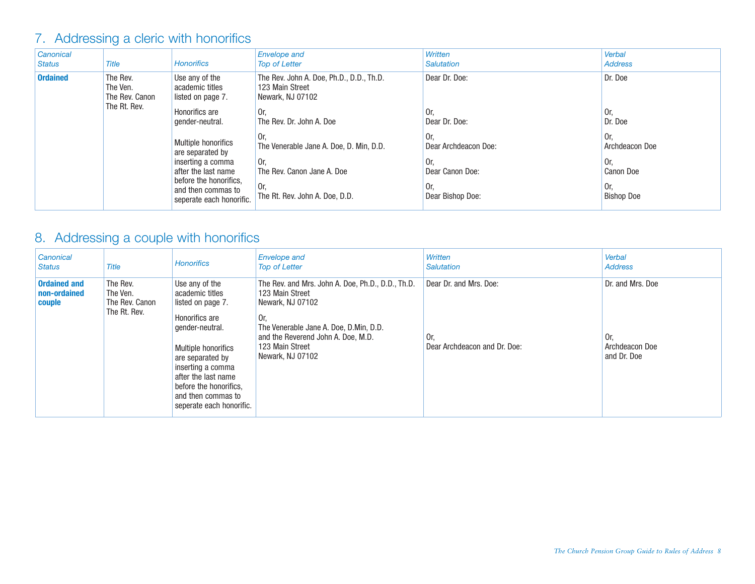## 7. Addressing a cleric with honorifics

| *Canonical Status* | *Title* | *Honorifics* | *Envelope and Top of Letter* | *Written Salutation* | *Verbal Address* |
|---|---|---|---|---|---|
| **Ordained** | The Rev.<br>The Ven.<br>The Rev. Canon<br>The Rt. Rev. | Use any of the academic titles listed on page 7.<br><br>Honorifics are gender-neutral.<br><br>Multiple honorifics are separated by inserting a comma after the last name before the honorifics, and then commas to seperate each honorific. | The Rev. John A. Doe, Ph.D., D.D., Th.D.<br>123 Main Street<br>Newark, NJ 07102<br><br>Or,<br>The Rev. Dr. John A. Doe<br><br>Or,<br>The Venerable Jane A. Doe, D. Min, D.D.<br><br>Or,<br>The Rev. Canon Jane A. Doe<br><br>Or,<br>The Rt. Rev. John A. Doe, D.D. | Dear Dr. Doe:<br><br>Or,<br>Dear Dr. Doe:<br><br>Or,<br>Dear Archdeacon Doe:<br><br>Or,<br>Dear Canon Doe:<br><br>Or,<br>Dear Bishop Doe: | Dr. Doe<br><br>Or,<br>Dr. Doe<br><br>Or,<br>Archdeacon Doe<br><br>Or,<br>Canon Doe<br><br>Or,<br>Bishop Doe |

## 8. Addressing a couple with honorifics

| *Canonical Status* | *Title* | *Honorifics* | *Envelope and Top of Letter* | *Written Salutation* | *Verbal Address* |
|---|---|---|---|---|---|
| **Ordained and non-ordained couple** | The Rev.<br>The Ven.<br>The Rev. Canon<br>The Rt. Rev. | Use any of the academic titles listed on page 7.<br><br>Honorifics are gender-neutral.<br><br>Multiple honorifics are separated by inserting a comma after the last name before the honorifics, and then commas to seperate each honorific. | The Rev. and Mrs. John A. Doe, Ph.D., D.D., Th.D.<br>123 Main Street<br>Newark, NJ 07102<br><br>Or,<br>The Venerable Jane A. Doe, D.Min, D.D.<br>and the Reverend John A. Doe, M.D.<br>123 Main Street<br>Newark, NJ 07102 | Dear Dr. and Mrs. Doe:<br><br>Or,<br>Dear Archdeacon and Dr. Doe: | Dr. and Mrs. Doe<br><br>Or,<br>Archdeacon Doe and Dr. Doe |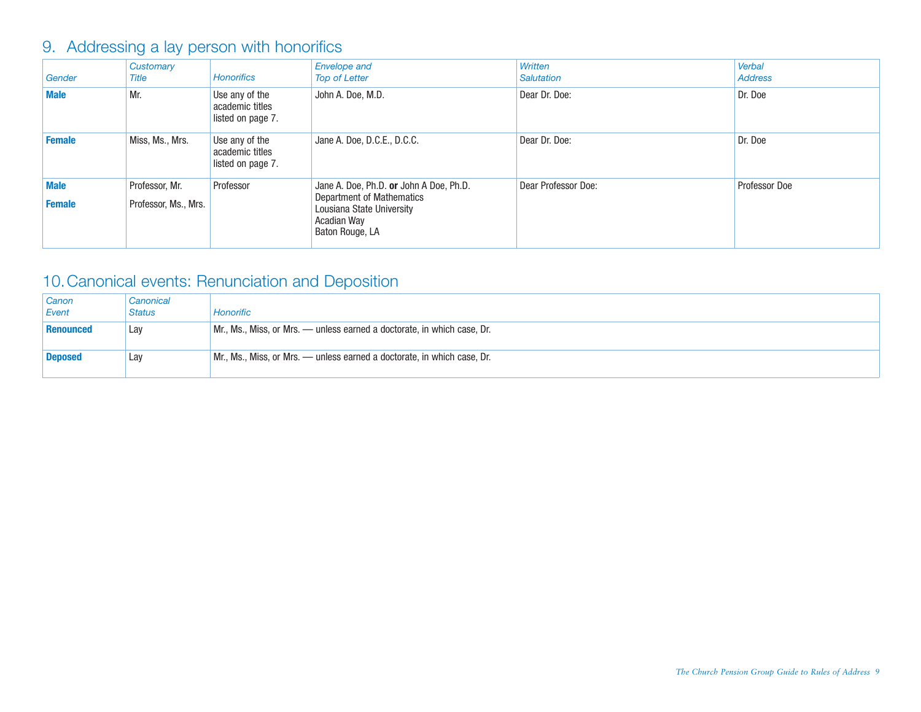## 9. Addressing a lay person with honorifics

| *Gender* | *Customary Title* | *Honorifics* | *Envelope and Top of Letter* | *Written Salutation* | *Verbal Address* |
|---|---|---|---|---|---|
| **Male** | Mr. | Use any of the academic titles listed on page 7. | John A. Doe, M.D. | Dear Dr. Doe: | Dr. Doe |
| **Female** | Miss, Ms., Mrs. | Use any of the academic titles listed on page 7. | Jane A. Doe, D.C.E., D.C.C. | Dear Dr. Doe: | Dr. Doe |
| **Male**<br>**Female** | Professor, Mr.<br>Professor, Ms., Mrs. | Professor | Jane A. Doe, Ph.D. **or** John A Doe, Ph.D.<br>Department of Mathematics<br>Lousiana State University<br>Acadian Way<br>Baton Rouge, LA | Dear Professor Doe: | Professor Doe |

## 10. Canonical events: Renunciation and Deposition

| *Canon Event* | *Canonical Status* | *Honorific* |
|---|---|---|
| **Renounced** | Lay | Mr., Ms., Miss, or Mrs. — unless earned a doctorate, in which case, Dr. |
| **Deposed** | Lay | Mr., Ms., Miss, or Mrs. — unless earned a doctorate, in which case, Dr. |